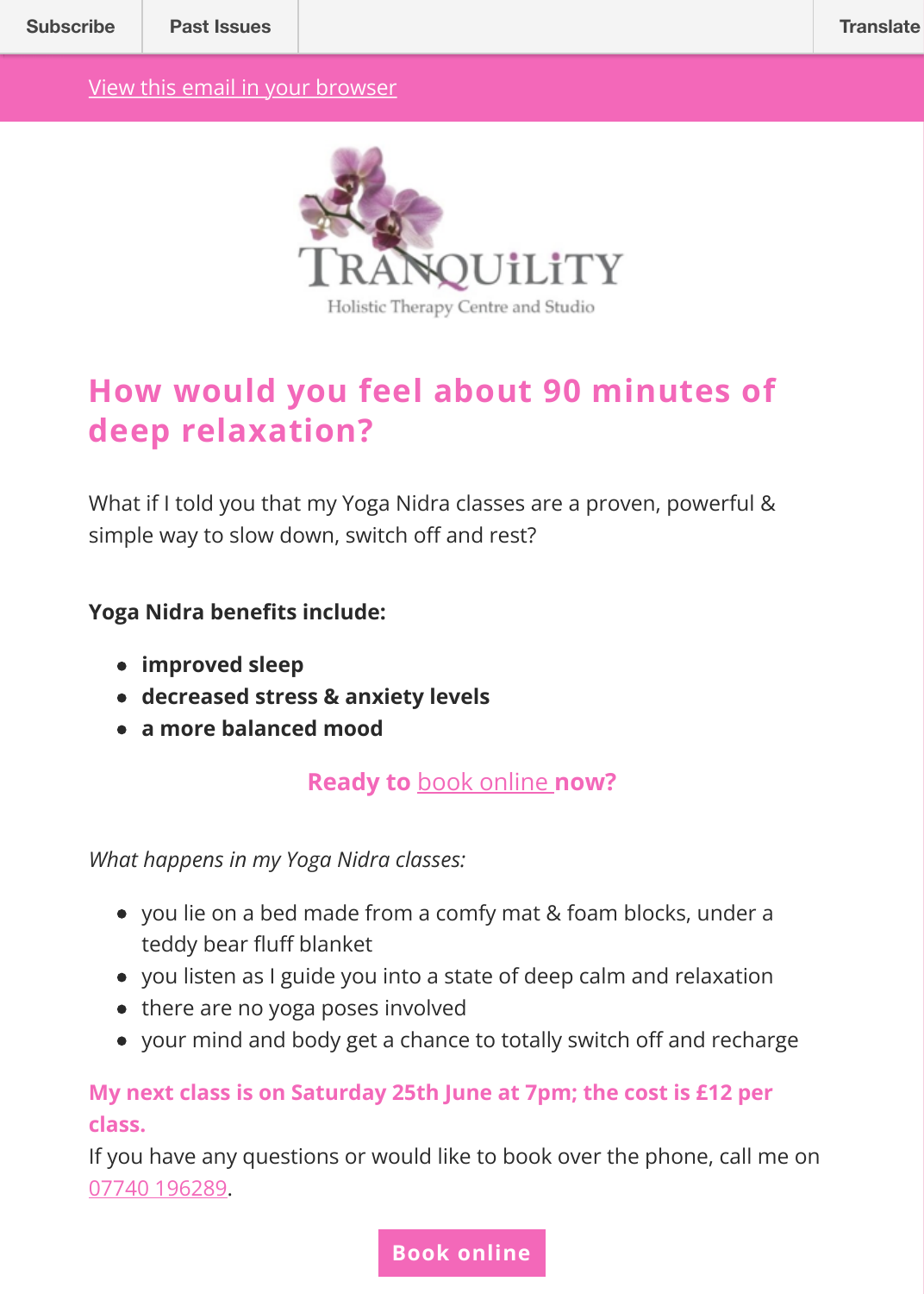Subscribe | Past Issues | Translate

View this email in your browser

TRANQUILITY
Holistic Therapy Centre and Studio

## How would you feel about 90 minutes of deep relaxation?

What if I told you that my Yoga Nidra classes are a proven, powerful & simple way to slow down, switch off and rest?

**Yoga Nidra benefits include:**

- **improved sleep**
- **decreased stress & anxiety levels**
- **a more balanced mood**

**Ready to** book online **now?**

*What happens in my Yoga Nidra classes:*

- you lie on a bed made from a comfy mat & foam blocks, under a teddy bear fluff blanket
- you listen as I guide you into a state of deep calm and relaxation
- there are no yoga poses involved
- your mind and body get a chance to totally switch off and recharge

**My next class is on Saturday 25th June at 7pm; the cost is £12 per class.**

If you have any questions or would like to book over the phone, call me on 07740 196289.

**Book online**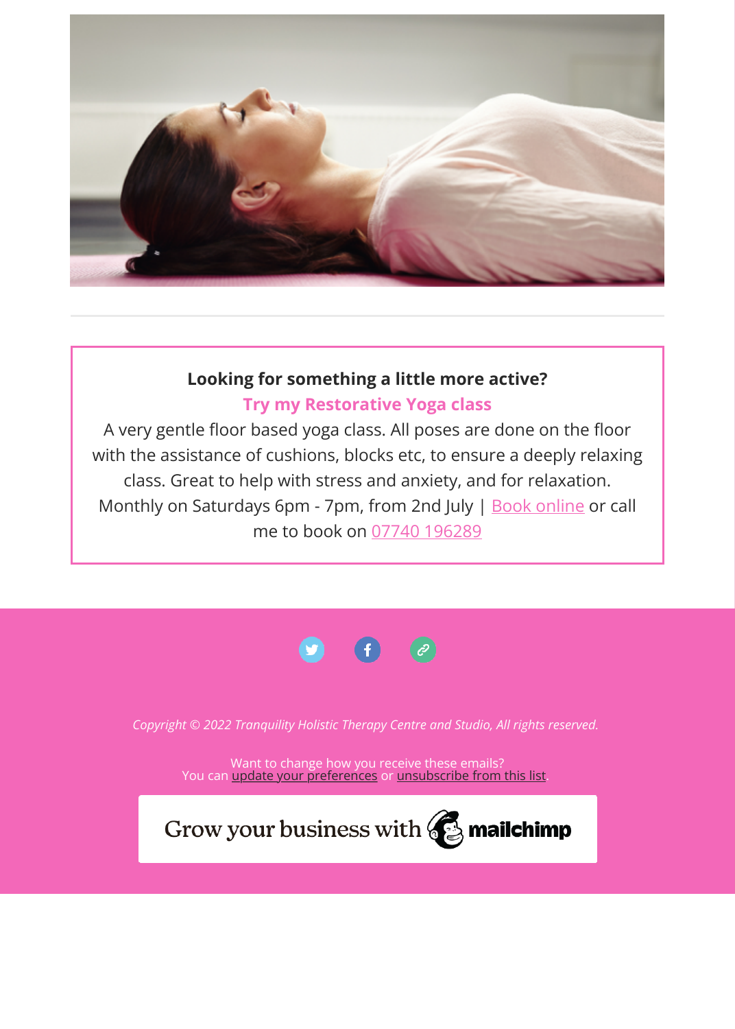---

**Looking for something a little more active?**

**Try my Restorative Yoga class**

A very gentle floor based yoga class. All poses are done on the floor with the assistance of cushions, blocks etc, to ensure a deeply relaxing class. Great to help with stress and anxiety, and for relaxation. Monthly on Saturdays 6pm - 7pm, from 2nd July | Book online or call me to book on 07740 196289

*Copyright © 2022 Tranquility Holistic Therapy Centre and Studio, All rights reserved.*

Want to change how you receive these emails?
You can update your preferences or unsubscribe from this list.

Grow your business with mailchimp